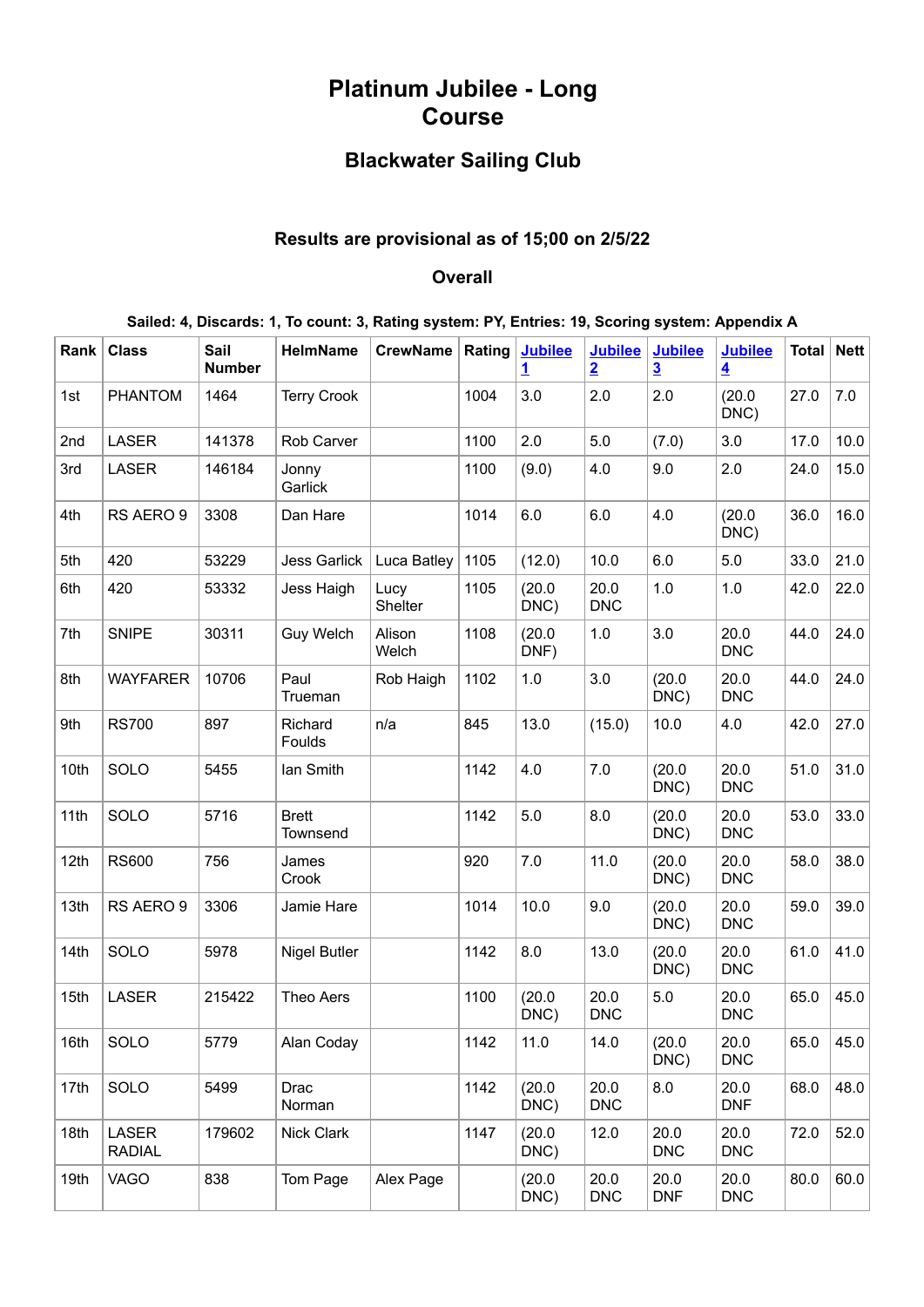# Platinum Jubilee - Long Course

## Blackwater Sailing Club

### Results are provisional as of 15;00 on 2/5/22

### Overall

**Sailed: 4, Discards: 1, To count: 3, Rating system: PY, Entries: 19, Scoring system: Appendix A**

| Rank | Class | Sail Number | HelmName | CrewName | Rating | Jubilee 1 | Jubilee 2 | Jubilee 3 | Jubilee 4 | Total | Nett |
|---|---|---|---|---|---|---|---|---|---|---|---|
| 1st | PHANTOM | 1464 | Terry Crook | | 1004 | 3.0 | 2.0 | 2.0 | (20.0 DNC) | 27.0 | 7.0 |
| 2nd | LASER | 141378 | Rob Carver | | 1100 | 2.0 | 5.0 | (7.0) | 3.0 | 17.0 | 10.0 |
| 3rd | LASER | 146184 | Jonny Garlick | | 1100 | (9.0) | 4.0 | 9.0 | 2.0 | 24.0 | 15.0 |
| 4th | RS AERO 9 | 3308 | Dan Hare | | 1014 | 6.0 | 6.0 | 4.0 | (20.0 DNC) | 36.0 | 16.0 |
| 5th | 420 | 53229 | Jess Garlick | Luca Batley | 1105 | (12.0) | 10.0 | 6.0 | 5.0 | 33.0 | 21.0 |
| 6th | 420 | 53332 | Jess Haigh | Lucy Shelter | 1105 | (20.0 DNC) | 20.0 DNC | 1.0 | 1.0 | 42.0 | 22.0 |
| 7th | SNIPE | 30311 | Guy Welch | Alison Welch | 1108 | (20.0 DNF) | 1.0 | 3.0 | 20.0 DNC | 44.0 | 24.0 |
| 8th | WAYFARER | 10706 | Paul Trueman | Rob Haigh | 1102 | 1.0 | 3.0 | (20.0 DNC) | 20.0 DNC | 44.0 | 24.0 |
| 9th | RS700 | 897 | Richard Foulds | n/a | 845 | 13.0 | (15.0) | 10.0 | 4.0 | 42.0 | 27.0 |
| 10th | SOLO | 5455 | Ian Smith | | 1142 | 4.0 | 7.0 | (20.0 DNC) | 20.0 DNC | 51.0 | 31.0 |
| 11th | SOLO | 5716 | Brett Townsend | | 1142 | 5.0 | 8.0 | (20.0 DNC) | 20.0 DNC | 53.0 | 33.0 |
| 12th | RS600 | 756 | James Crook | | 920 | 7.0 | 11.0 | (20.0 DNC) | 20.0 DNC | 58.0 | 38.0 |
| 13th | RS AERO 9 | 3306 | Jamie Hare | | 1014 | 10.0 | 9.0 | (20.0 DNC) | 20.0 DNC | 59.0 | 39.0 |
| 14th | SOLO | 5978 | Nigel Butler | | 1142 | 8.0 | 13.0 | (20.0 DNC) | 20.0 DNC | 61.0 | 41.0 |
| 15th | LASER | 215422 | Theo Aers | | 1100 | (20.0 DNC) | 20.0 DNC | 5.0 | 20.0 DNC | 65.0 | 45.0 |
| 16th | SOLO | 5779 | Alan Coday | | 1142 | 11.0 | 14.0 | (20.0 DNC) | 20.0 DNC | 65.0 | 45.0 |
| 17th | SOLO | 5499 | Drac Norman | | 1142 | (20.0 DNC) | 20.0 DNC | 8.0 | 20.0 DNF | 68.0 | 48.0 |
| 18th | LASER RADIAL | 179602 | Nick Clark | | 1147 | (20.0 DNC) | 12.0 | 20.0 DNC | 20.0 DNC | 72.0 | 52.0 |
| 19th | VAGO | 838 | Tom Page | Alex Page | | (20.0 DNC) | 20.0 DNC | 20.0 DNF | 20.0 DNC | 80.0 | 60.0 |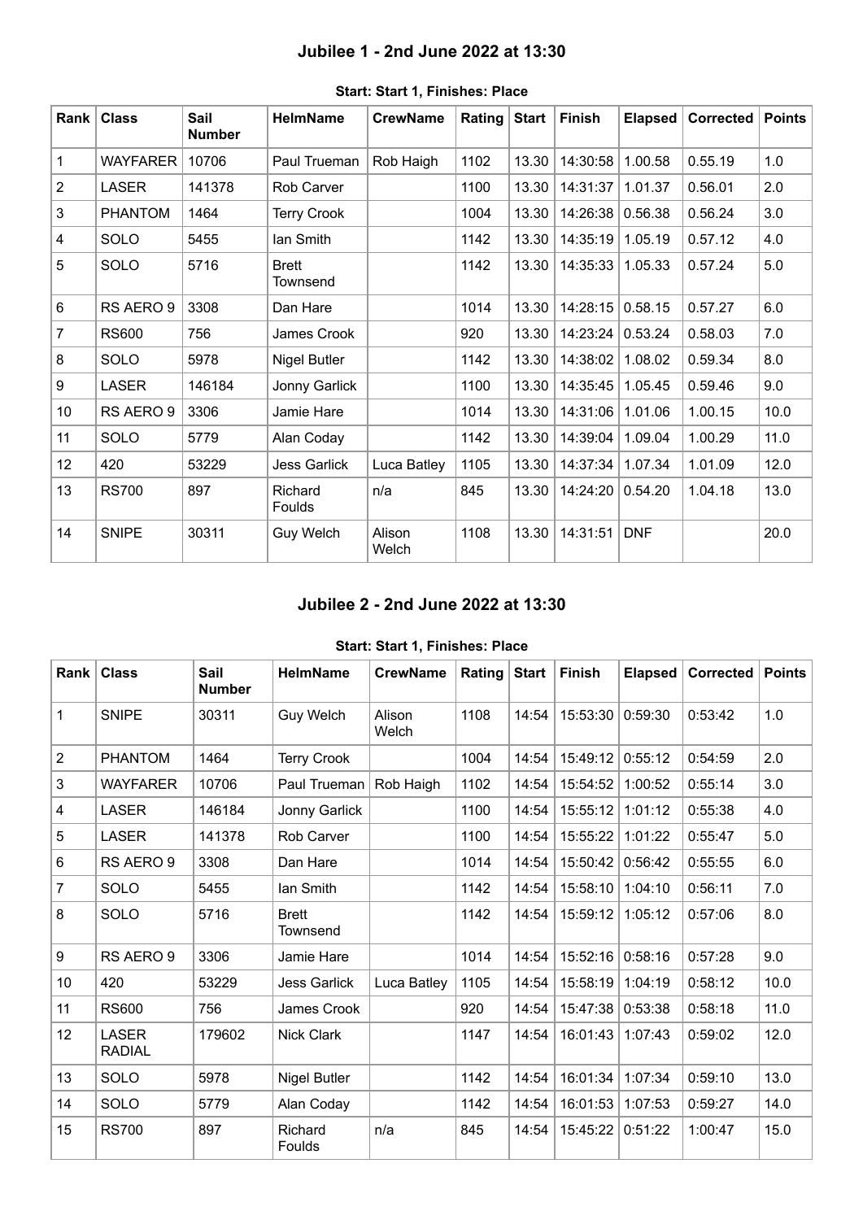## Jubilee 1 - 2nd June 2022 at 13:30

**Start: Start 1, Finishes: Place**

| Rank | Class | Sail Number | HelmName | CrewName | Rating | Start | Finish | Elapsed | Corrected | Points |
|---|---|---|---|---|---|---|---|---|---|---|
| 1 | WAYFARER | 10706 | Paul Trueman | Rob Haigh | 1102 | 13.30 | 14:30:58 | 1.00.58 | 0.55.19 | 1.0 |
| 2 | LASER | 141378 | Rob Carver | | 1100 | 13.30 | 14:31:37 | 1.01.37 | 0.56.01 | 2.0 |
| 3 | PHANTOM | 1464 | Terry Crook | | 1004 | 13.30 | 14:26:38 | 0.56.38 | 0.56.24 | 3.0 |
| 4 | SOLO | 5455 | Ian Smith | | 1142 | 13.30 | 14:35:19 | 1.05.19 | 0.57.12 | 4.0 |
| 5 | SOLO | 5716 | Brett Townsend | | 1142 | 13.30 | 14:35:33 | 1.05.33 | 0.57.24 | 5.0 |
| 6 | RS AERO 9 | 3308 | Dan Hare | | 1014 | 13.30 | 14:28:15 | 0.58.15 | 0.57.27 | 6.0 |
| 7 | RS600 | 756 | James Crook | | 920 | 13.30 | 14:23:24 | 0.53.24 | 0.58.03 | 7.0 |
| 8 | SOLO | 5978 | Nigel Butler | | 1142 | 13.30 | 14:38:02 | 1.08.02 | 0.59.34 | 8.0 |
| 9 | LASER | 146184 | Jonny Garlick | | 1100 | 13.30 | 14:35:45 | 1.05.45 | 0.59.46 | 9.0 |
| 10 | RS AERO 9 | 3306 | Jamie Hare | | 1014 | 13.30 | 14:31:06 | 1.01.06 | 1.00.15 | 10.0 |
| 11 | SOLO | 5779 | Alan Coday | | 1142 | 13.30 | 14:39:04 | 1.09.04 | 1.00.29 | 11.0 |
| 12 | 420 | 53229 | Jess Garlick | Luca Batley | 1105 | 13.30 | 14:37:34 | 1.07.34 | 1.01.09 | 12.0 |
| 13 | RS700 | 897 | Richard Foulds | n/a | 845 | 13.30 | 14:24:20 | 0.54.20 | 1.04.18 | 13.0 |
| 14 | SNIPE | 30311 | Guy Welch | Alison Welch | 1108 | 13.30 | 14:31:51 | DNF | | 20.0 |

## Jubilee 2 - 2nd June 2022 at 13:30

**Start: Start 1, Finishes: Place**

| Rank | Class | Sail Number | HelmName | CrewName | Rating | Start | Finish | Elapsed | Corrected | Points |
|---|---|---|---|---|---|---|---|---|---|---|
| 1 | SNIPE | 30311 | Guy Welch | Alison Welch | 1108 | 14:54 | 15:53:30 | 0:59:30 | 0:53:42 | 1.0 |
| 2 | PHANTOM | 1464 | Terry Crook | | 1004 | 14:54 | 15:49:12 | 0:55:12 | 0:54:59 | 2.0 |
| 3 | WAYFARER | 10706 | Paul Trueman | Rob Haigh | 1102 | 14:54 | 15:54:52 | 1:00:52 | 0:55:14 | 3.0 |
| 4 | LASER | 146184 | Jonny Garlick | | 1100 | 14:54 | 15:55:12 | 1:01:12 | 0:55:38 | 4.0 |
| 5 | LASER | 141378 | Rob Carver | | 1100 | 14:54 | 15:55:22 | 1:01:22 | 0:55:47 | 5.0 |
| 6 | RS AERO 9 | 3308 | Dan Hare | | 1014 | 14:54 | 15:50:42 | 0:56:42 | 0:55:55 | 6.0 |
| 7 | SOLO | 5455 | Ian Smith | | 1142 | 14:54 | 15:58:10 | 1:04:10 | 0:56:11 | 7.0 |
| 8 | SOLO | 5716 | Brett Townsend | | 1142 | 14:54 | 15:59:12 | 1:05:12 | 0:57:06 | 8.0 |
| 9 | RS AERO 9 | 3306 | Jamie Hare | | 1014 | 14:54 | 15:52:16 | 0:58:16 | 0:57:28 | 9.0 |
| 10 | 420 | 53229 | Jess Garlick | Luca Batley | 1105 | 14:54 | 15:58:19 | 1:04:19 | 0:58:12 | 10.0 |
| 11 | RS600 | 756 | James Crook | | 920 | 14:54 | 15:47:38 | 0:53:38 | 0:58:18 | 11.0 |
| 12 | LASER RADIAL | 179602 | Nick Clark | | 1147 | 14:54 | 16:01:43 | 1:07:43 | 0:59:02 | 12.0 |
| 13 | SOLO | 5978 | Nigel Butler | | 1142 | 14:54 | 16:01:34 | 1:07:34 | 0:59:10 | 13.0 |
| 14 | SOLO | 5779 | Alan Coday | | 1142 | 14:54 | 16:01:53 | 1:07:53 | 0:59:27 | 14.0 |
| 15 | RS700 | 897 | Richard Foulds | n/a | 845 | 14:54 | 15:45:22 | 0:51:22 | 1:00:47 | 15.0 |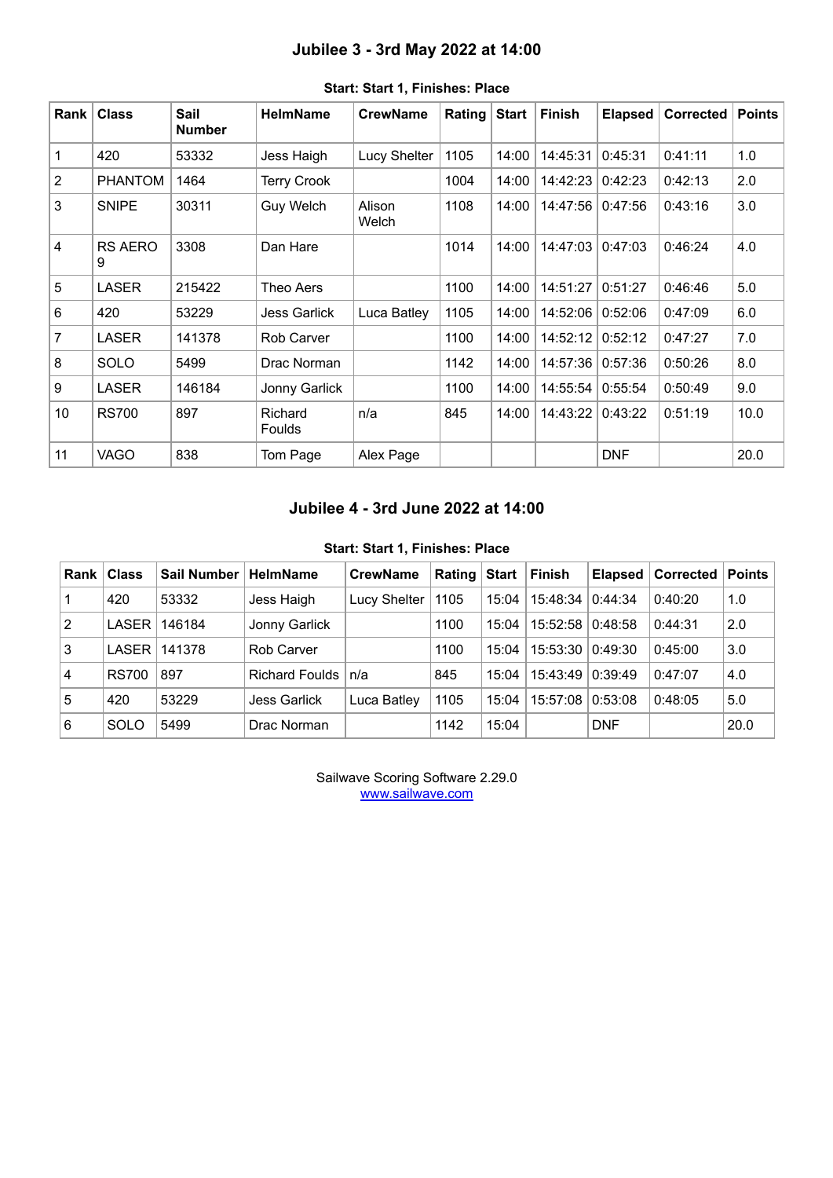### Jubilee 3 - 3rd May 2022 at 14:00

**Start: Start 1, Finishes: Place**

| Rank | Class | Sail Number | HelmName | CrewName | Rating | Start | Finish | Elapsed | Corrected | Points |
|---|---|---|---|---|---|---|---|---|---|---|
| 1 | 420 | 53332 | Jess Haigh | Lucy Shelter | 1105 | 14:00 | 14:45:31 | 0:45:31 | 0:41:11 | 1.0 |
| 2 | PHANTOM | 1464 | Terry Crook | | 1004 | 14:00 | 14:42:23 | 0:42:23 | 0:42:13 | 2.0 |
| 3 | SNIPE | 30311 | Guy Welch | Alison Welch | 1108 | 14:00 | 14:47:56 | 0:47:56 | 0:43:16 | 3.0 |
| 4 | RS AERO 9 | 3308 | Dan Hare | | 1014 | 14:00 | 14:47:03 | 0:47:03 | 0:46:24 | 4.0 |
| 5 | LASER | 215422 | Theo Aers | | 1100 | 14:00 | 14:51:27 | 0:51:27 | 0:46:46 | 5.0 |
| 6 | 420 | 53229 | Jess Garlick | Luca Batley | 1105 | 14:00 | 14:52:06 | 0:52:06 | 0:47:09 | 6.0 |
| 7 | LASER | 141378 | Rob Carver | | 1100 | 14:00 | 14:52:12 | 0:52:12 | 0:47:27 | 7.0 |
| 8 | SOLO | 5499 | Drac Norman | | 1142 | 14:00 | 14:57:36 | 0:57:36 | 0:50:26 | 8.0 |
| 9 | LASER | 146184 | Jonny Garlick | | 1100 | 14:00 | 14:55:54 | 0:55:54 | 0:50:49 | 9.0 |
| 10 | RS700 | 897 | Richard Foulds | n/a | 845 | 14:00 | 14:43:22 | 0:43:22 | 0:51:19 | 10.0 |
| 11 | VAGO | 838 | Tom Page | Alex Page | | | | DNF | | 20.0 |

### Jubilee 4 - 3rd June 2022 at 14:00

**Start: Start 1, Finishes: Place**

| Rank | Class | Sail Number | HelmName | CrewName | Rating | Start | Finish | Elapsed | Corrected | Points |
|---|---|---|---|---|---|---|---|---|---|---|
| 1 | 420 | 53332 | Jess Haigh | Lucy Shelter | 1105 | 15:04 | 15:48:34 | 0:44:34 | 0:40:20 | 1.0 |
| 2 | LASER | 146184 | Jonny Garlick | | 1100 | 15:04 | 15:52:58 | 0:48:58 | 0:44:31 | 2.0 |
| 3 | LASER | 141378 | Rob Carver | | 1100 | 15:04 | 15:53:30 | 0:49:30 | 0:45:00 | 3.0 |
| 4 | RS700 | 897 | Richard Foulds | n/a | 845 | 15:04 | 15:43:49 | 0:39:49 | 0:47:07 | 4.0 |
| 5 | 420 | 53229 | Jess Garlick | Luca Batley | 1105 | 15:04 | 15:57:08 | 0:53:08 | 0:48:05 | 5.0 |
| 6 | SOLO | 5499 | Drac Norman | | 1142 | 15:04 | | DNF | | 20.0 |

Sailwave Scoring Software 2.29.0
[www.sailwave.com](http://www.sailwave.com)